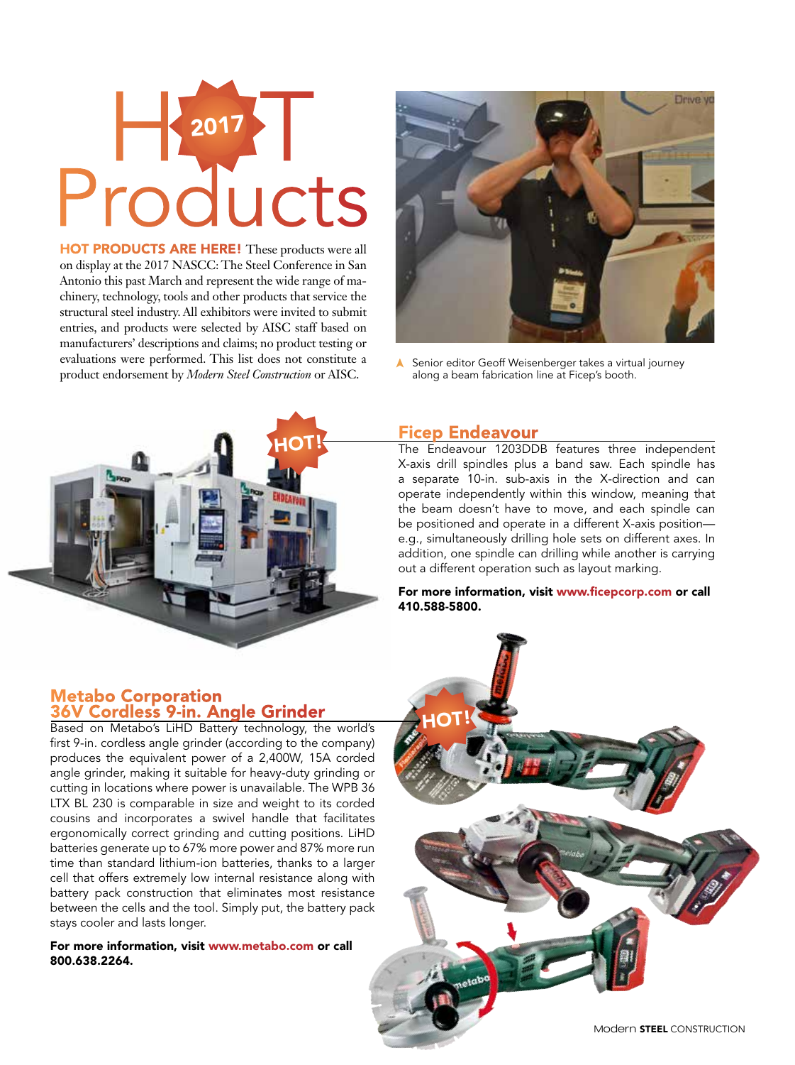# 2017 HOT Products

**HOT PRODUCTS ARE HERE!** These products were all on display at the 2017 NASCC: The Steel Conference in San Antonio this past March and represent the wide range of machinery, technology, tools and other products that service the structural steel industry. All exhibitors were invited to submit entries, and products were selected by AISC staff based on manufacturers' descriptions and claims; no product testing or evaluations were performed. This list does not constitute a product endorsement by *Modern Steel Construction* or AISC.

Senior editor Geoff Weisenberger takes a virtual journey along a beam fabrication line at Ficep's booth.

## Ficep Endeavour

The Endeavour 1203DDB features three independent X-axis drill spindles plus a band saw. Each spindle has a separate 10-in. sub-axis in the X-direction and can operate independently within this window, meaning that the beam doesn't have to move, and each spindle can be positioned and operate in a different X-axis position—e.g., simultaneously drilling hole sets on different axes. In addition, one spindle can drilling while another is carrying out a different operation such as layout marking.

**For more information, visit www.ficepcorp.com or call 410.588-5800.**

## Metabo Corporation 36V Cordless 9-in. Angle Grinder

Based on Metabo's LiHD Battery technology, the world's first 9-in. cordless angle grinder (according to the company) produces the equivalent power of a 2,400W, 15A corded angle grinder, making it suitable for heavy-duty grinding or cutting in locations where power is unavailable. The WPB 36 LTX BL 230 is comparable in size and weight to its corded cousins and incorporates a swivel handle that facilitates ergonomically correct grinding and cutting positions. LiHD batteries generate up to 67% more power and 87% more run time than standard lithium-ion batteries, thanks to a larger cell that offers extremely low internal resistance along with battery pack construction that eliminates most resistance between the cells and the tool. Simply put, the battery pack stays cooler and lasts longer.

**For more information, visit www.metabo.com or call 800.638.2264.**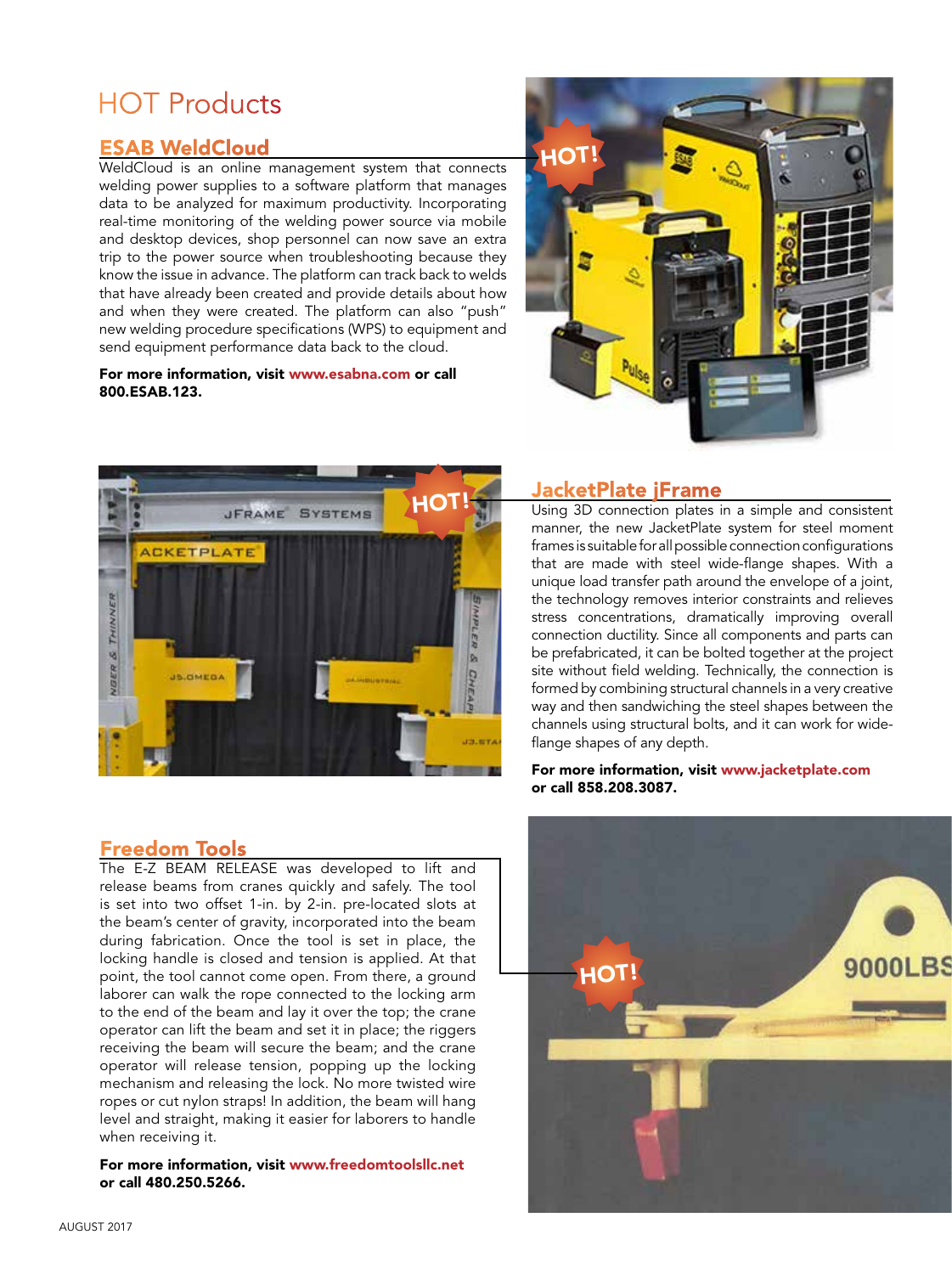# HOT Products

## ESAB WeldCloud

WeldCloud is an online management system that connects welding power supplies to a software platform that manages data to be analyzed for maximum productivity. Incorporating real-time monitoring of the welding power source via mobile and desktop devices, shop personnel can now save an extra trip to the power source when troubleshooting because they know the issue in advance. The platform can track back to welds that have already been created and provide details about how and when they were created. The platform can also "push" new welding procedure specifications (WPS) to equipment and send equipment performance data back to the cloud.

**For more information, visit www.esabna.com or call 800.ESAB.123.**

## JacketPlate jFrame

Using 3D connection plates in a simple and consistent manner, the new JacketPlate system for steel moment frames is suitable for all possible connection configurations that are made with steel wide-flange shapes. With a unique load transfer path around the envelope of a joint, the technology removes interior constraints and relieves stress concentrations, dramatically improving overall connection ductility. Since all components and parts can be prefabricated, it can be bolted together at the project site without field welding. Technically, the connection is formed by combining structural channels in a very creative way and then sandwiching the steel shapes between the channels using structural bolts, and it can work for wide-flange shapes of any depth.

**For more information, visit www.jacketplate.com or call 858.208.3087.**

## Freedom Tools

The E-Z BEAM RELEASE was developed to lift and release beams from cranes quickly and safely. The tool is set into two offset 1-in. by 2-in. pre-located slots at the beam's center of gravity, incorporated into the beam during fabrication. Once the tool is set in place, the locking handle is closed and tension is applied. At that point, the tool cannot come open. From there, a ground laborer can walk the rope connected to the locking arm to the end of the beam and lay it over the top; the crane operator can lift the beam and set it in place; the riggers receiving the beam will secure the beam; and the crane operator will release tension, popping up the locking mechanism and releasing the lock. No more twisted wire ropes or cut nylon straps! In addition, the beam will hang level and straight, making it easier for laborers to handle when receiving it.

**For more information, visit www.freedomtoolsllc.net or call 480.250.5266.**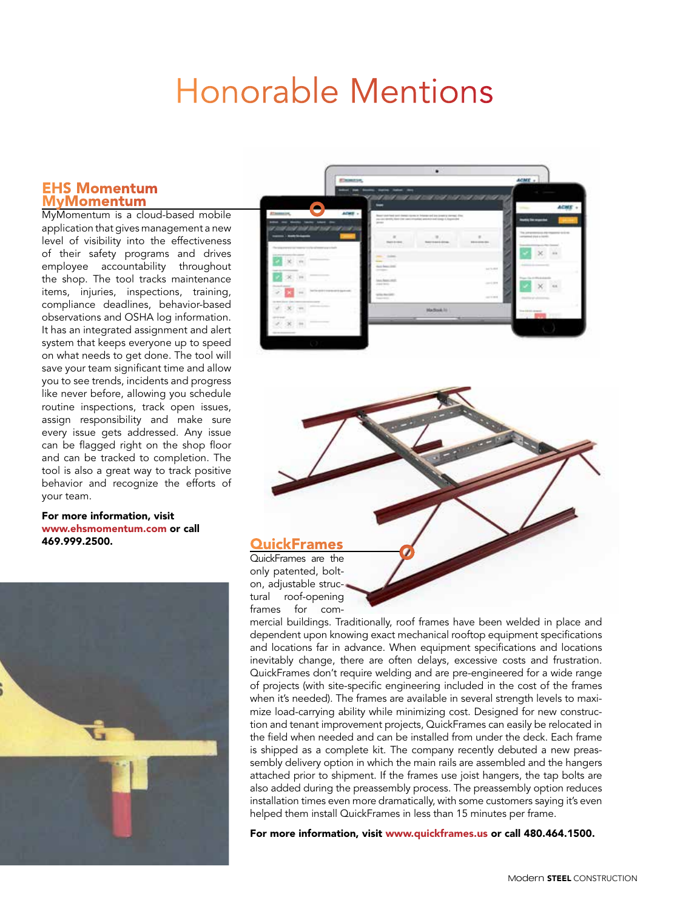# Honorable Mentions

## EHS Momentum

## MyMomentum

MyMomentum is a cloud-based mobile application that gives management a new level of visibility into the effectiveness of their safety programs and drives employee accountability throughout the shop. The tool tracks maintenance items, injuries, inspections, training, compliance deadlines, behavior-based observations and OSHA log information. It has an integrated assignment and alert system that keeps everyone up to speed on what needs to get done. The tool will save your team significant time and allow you to see trends, incidents and progress like never before, allowing you schedule routine inspections, track open issues, assign responsibility and make sure every issue gets addressed. Any issue can be flagged right on the shop floor and can be tracked to completion. The tool is also a great way to track positive behavior and recognize the efforts of your team.

**For more information, visit www.ehsmomentum.com or call 469.999.2500.**

## QuickFrames

QuickFrames are the only patented, bolt-on, adjustable structural roof-opening frames for commercial buildings. Traditionally, roof frames have been welded in place and dependent upon knowing exact mechanical rooftop equipment specifications and locations far in advance. When equipment specifications and locations inevitably change, there are often delays, excessive costs and frustration. QuickFrames don't require welding and are pre-engineered for a wide range of projects (with site-specific engineering included in the cost of the frames when it's needed). The frames are available in several strength levels to maximize load-carrying ability while minimizing cost. Designed for new construction and tenant improvement projects, QuickFrames can easily be relocated in the field when needed and can be installed from under the deck. Each frame is shipped as a complete kit. The company recently debuted a new preassembly delivery option in which the main rails are assembled and the hangers attached prior to shipment. If the frames use joist hangers, the tap bolts are also added during the preassembly process. The preassembly option reduces installation times even more dramatically, with some customers saying it's even helped them install QuickFrames in less than 15 minutes per frame.

**For more information, visit www.quickframes.us or call 480.464.1500.**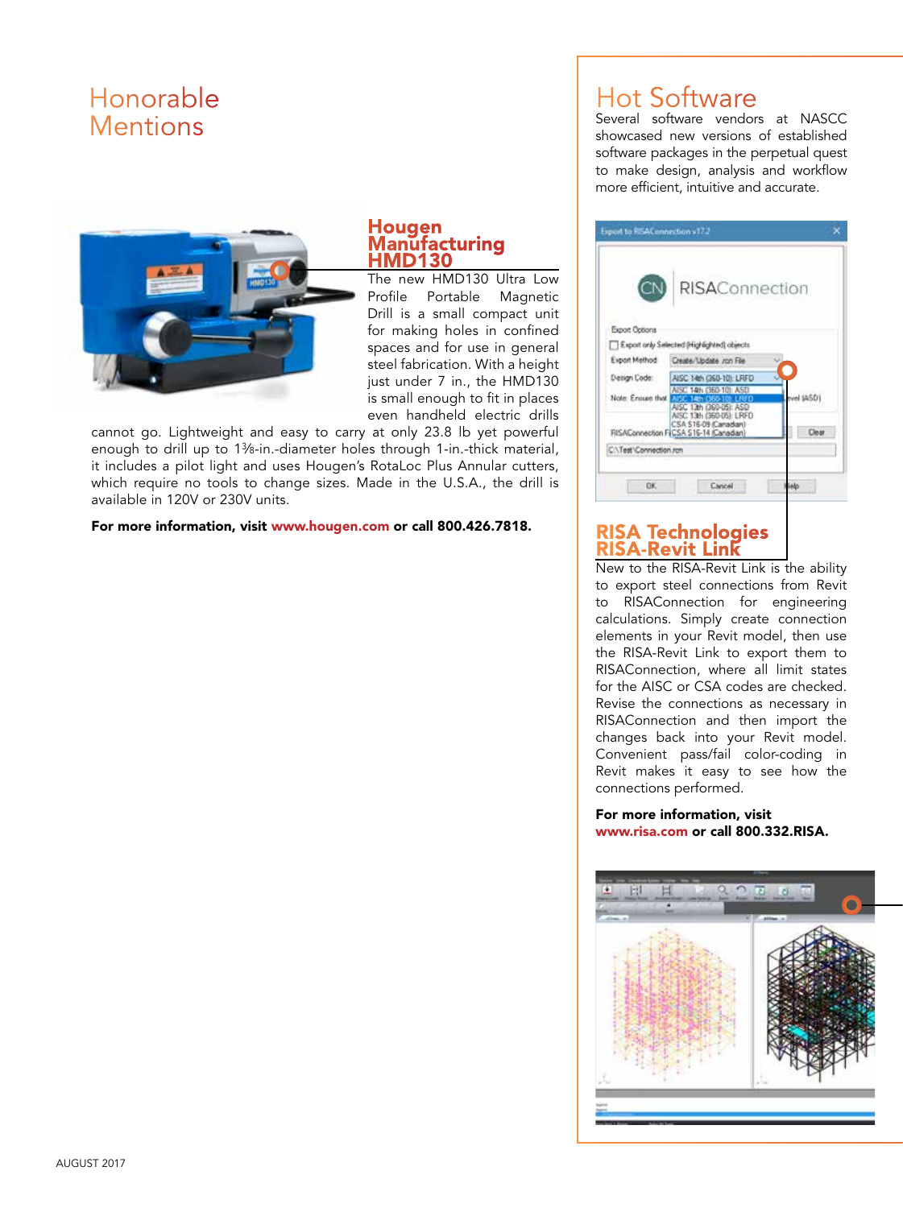# Honorable Mentions

### Hougen Manufacturing HMD130

The new HMD130 Ultra Low Profile Portable Magnetic Drill is a small compact unit for making holes in confined spaces and for use in general steel fabrication. With a height just under 7 in., the HMD130 is small enough to fit in places even handheld electric drills cannot go. Lightweight and easy to carry at only 23.8 lb yet powerful enough to drill up to 1⅜-in.-diameter holes through 1-in.-thick material, it includes a pilot light and uses Hougen's RotaLoc Plus Annular cutters, which require no tools to change sizes. Made in the U.S.A., the drill is available in 120V or 230V units.

**For more information, visit www.hougen.com or call 800.426.7818.**

# Hot Software

Several software vendors at NASCC showcased new versions of established software packages in the perpetual quest to make design, analysis and workflow more efficient, intuitive and accurate.

### RISA Technologies RISA-Revit Link

New to the RISA-Revit Link is the ability to export steel connections from Revit to RISAConnection for engineering calculations. Simply create connection elements in your Revit model, then use the RISA-Revit Link to export them to RISAConnection, where all limit states for the AISC or CSA codes are checked. Revise the connections as necessary in RISAConnection and then import the changes back into your Revit model. Convenient pass/fail color-coding in Revit makes it easy to see how the connections performed.

**For more information, visit www.risa.com or call 800.332.RISA.**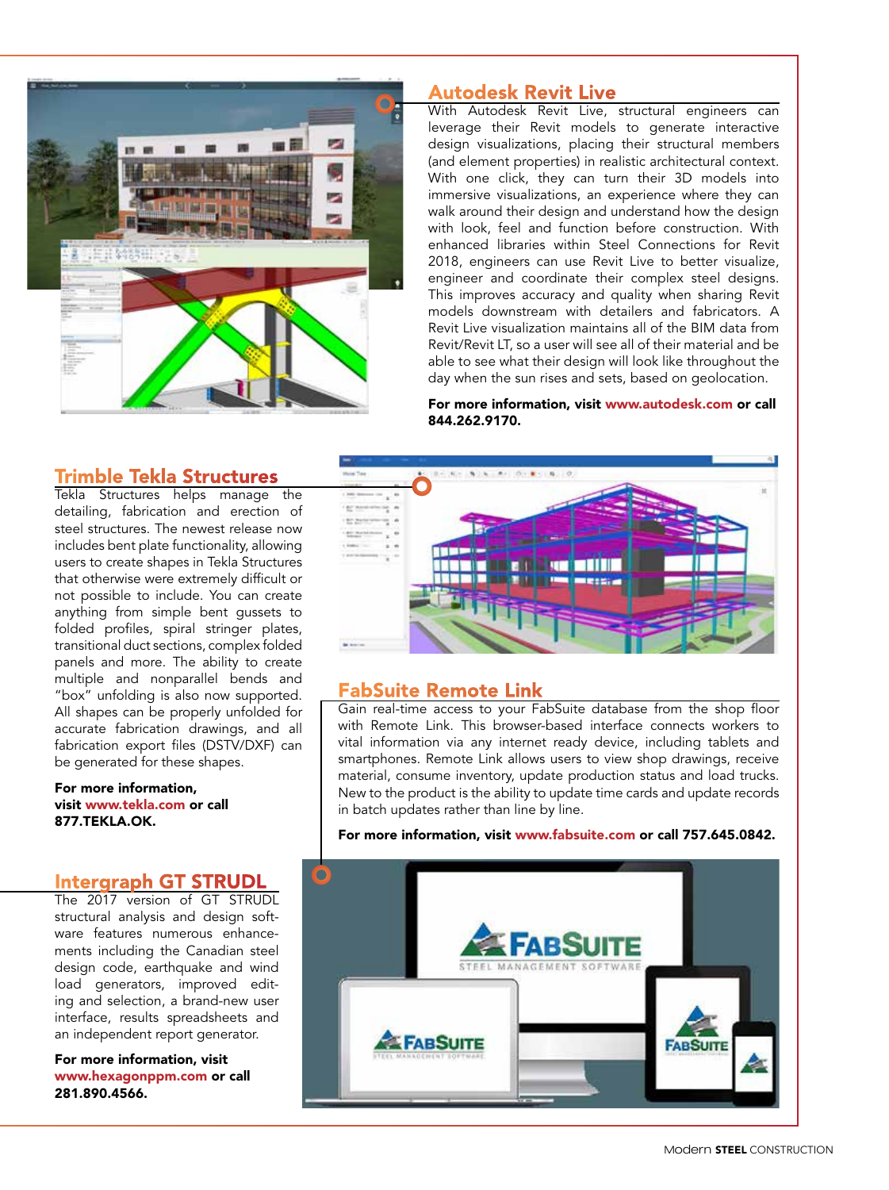## Autodesk Revit Live

With Autodesk Revit Live, structural engineers can leverage their Revit models to generate interactive design visualizations, placing their structural members (and element properties) in realistic architectural context. With one click, they can turn their 3D models into immersive visualizations, an experience where they can walk around their design and understand how the design with look, feel and function before construction. With enhanced libraries within Steel Connections for Revit 2018, engineers can use Revit Live to better visualize, engineer and coordinate their complex steel designs. This improves accuracy and quality when sharing Revit models downstream with detailers and fabricators. A Revit Live visualization maintains all of the BIM data from Revit/Revit LT, so a user will see all of their material and be able to see what their design will look like throughout the day when the sun rises and sets, based on geolocation.

**For more information, visit www.autodesk.com or call 844.262.9170.**

## Trimble Tekla Structures

Tekla Structures helps manage the detailing, fabrication and erection of steel structures. The newest release now includes bent plate functionality, allowing users to create shapes in Tekla Structures that otherwise were extremely difficult or not possible to include. You can create anything from simple bent gussets to folded profiles, spiral stringer plates, transitional duct sections, complex folded panels and more. The ability to create multiple and nonparallel bends and "box" unfolding is also now supported. All shapes can be properly unfolded for accurate fabrication drawings, and all fabrication export files (DSTV/DXF) can be generated for these shapes.

**For more information, visit www.tekla.com or call 877.TEKLA.OK.**

## FabSuite Remote Link

Gain real-time access to your FabSuite database from the shop floor with Remote Link. This browser-based interface connects workers to vital information via any internet ready device, including tablets and smartphones. Remote Link allows users to view shop drawings, receive material, consume inventory, update production status and load trucks. New to the product is the ability to update time cards and update records in batch updates rather than line by line.

**For more information, visit www.fabsuite.com or call 757.645.0842.**

## Intergraph GT STRUDL

The 2017 version of GT STRUDL structural analysis and design software features numerous enhancements including the Canadian steel design code, earthquake and wind load generators, improved editing and selection, a brand-new user interface, results spreadsheets and an independent report generator.

**For more information, visit www.hexagonppm.com or call 281.890.4566.**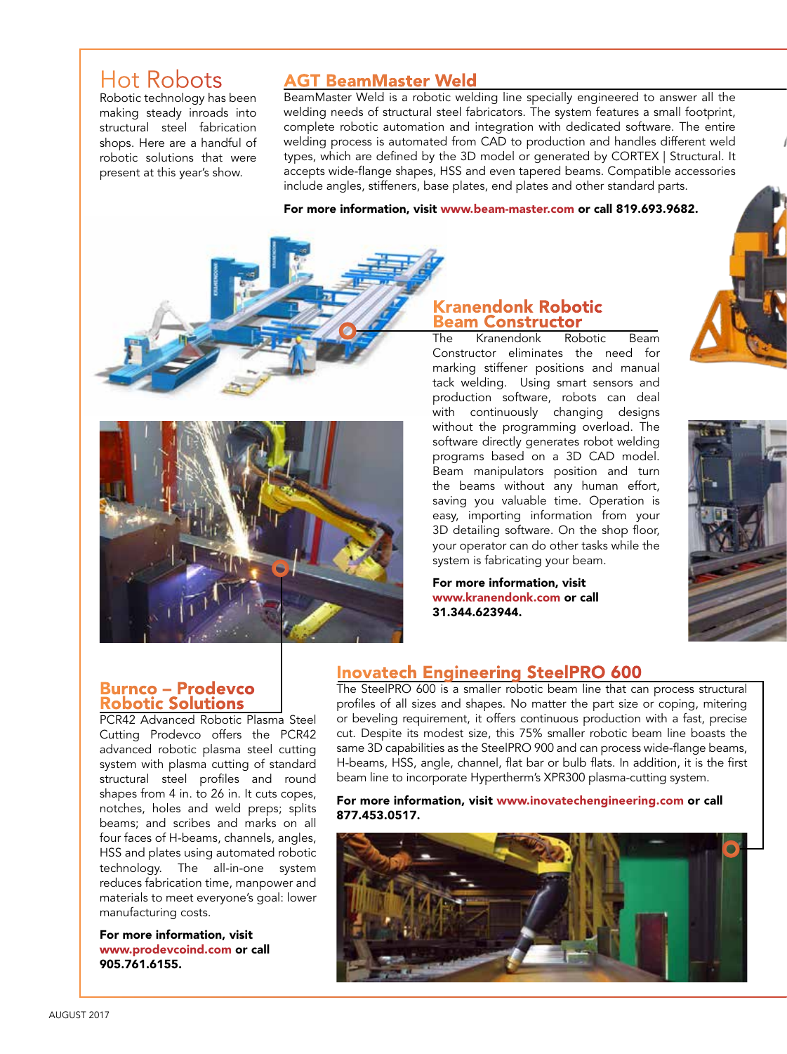# Hot Robots

Robotic technology has been making steady inroads into structural steel fabrication shops. Here are a handful of robotic solutions that were present at this year's show.

## AGT BeamMaster Weld

BeamMaster Weld is a robotic welding line specially engineered to answer all the welding needs of structural steel fabricators. The system features a small footprint, complete robotic automation and integration with dedicated software. The entire welding process is automated from CAD to production and handles different weld types, which are defined by the 3D model or generated by CORTEX | Structural. It accepts wide-flange shapes, HSS and even tapered beams. Compatible accessories include angles, stiffeners, base plates, end plates and other standard parts.

**For more information, visit www.beam-master.com or call 819.693.9682.**

## Kranendonk Robotic Beam Constructor

The Kranendonk Robotic Beam Constructor eliminates the need for marking stiffener positions and manual tack welding. Using smart sensors and production software, robots can deal with continuously changing designs without the programming overload. The software directly generates robot welding programs based on a 3D CAD model. Beam manipulators position and turn the beams without any human effort, saving you valuable time. Operation is easy, importing information from your 3D detailing software. On the shop floor, your operator can do other tasks while the system is fabricating your beam.

**For more information, visit www.kranendonk.com or call 31.344.623944.**

## Burnco – Prodevco Robotic Solutions

PCR42 Advanced Robotic Plasma Steel Cutting Prodevco offers the PCR42 advanced robotic plasma steel cutting system with plasma cutting of standard structural steel profiles and round shapes from 4 in. to 26 in. It cuts copes, notches, holes and weld preps; splits beams; and scribes and marks on all four faces of H-beams, channels, angles, HSS and plates using automated robotic technology. The all-in-one system reduces fabrication time, manpower and materials to meet everyone's goal: lower manufacturing costs.

**For more information, visit www.prodevcoind.com or call 905.761.6155.**

## Inovatech Engineering SteelPRO 600

The SteelPRO 600 is a smaller robotic beam line that can process structural profiles of all sizes and shapes. No matter the part size or coping, mitering or beveling requirement, it offers continuous production with a fast, precise cut. Despite its modest size, this 75% smaller robotic beam line boasts the same 3D capabilities as the SteelPRO 900 and can process wide-flange beams, H-beams, HSS, angle, channel, flat bar or bulb flats. In addition, it is the first beam line to incorporate Hypertherm's XPR300 plasma-cutting system.

**For more information, visit www.inovatechengineering.com or call 877.453.0517.**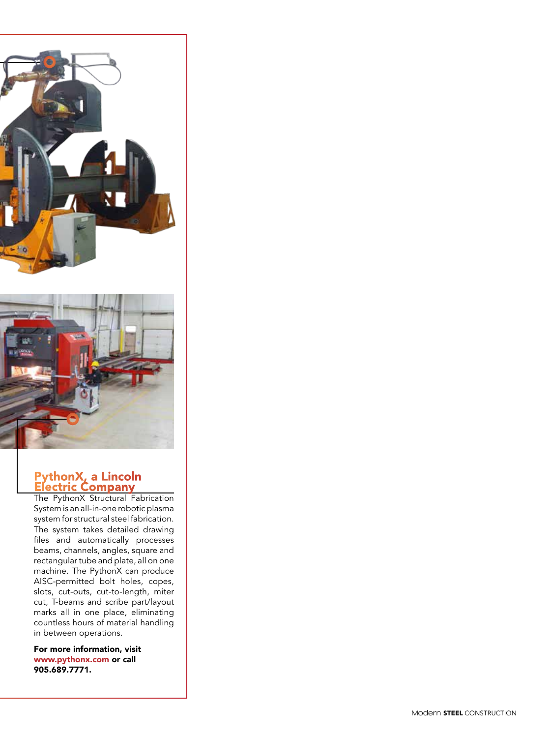## PythonX, a Lincoln Electric Company

The PythonX Structural Fabrication System is an all-in-one robotic plasma system for structural steel fabrication. The system takes detailed drawing files and automatically processes beams, channels, angles, square and rectangular tube and plate, all on one machine. The PythonX can produce AISC-permitted bolt holes, copes, slots, cut-outs, cut-to-length, miter cut, T-beams and scribe part/layout marks all in one place, eliminating countless hours of material handling in between operations.

**For more information, visit www.pythonx.com or call 905.689.7771.**